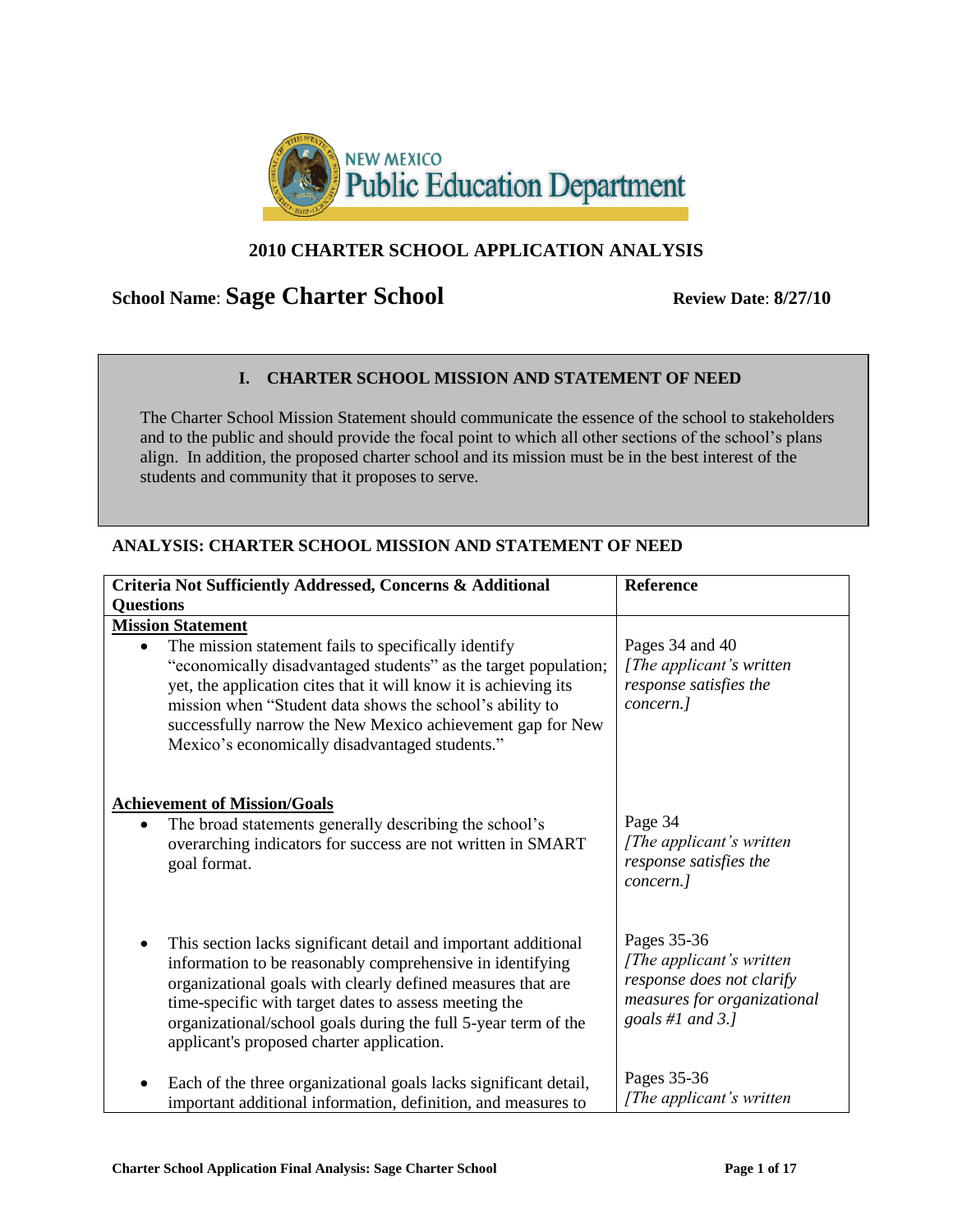NEW MEXICO Public Education Department

## 2010 CHARTER SCHOOL APPLICATION ANALYSIS

**School Name**: **Sage Charter School** **Review Date**: **8/27/10**

### I. CHARTER SCHOOL MISSION AND STATEMENT OF NEED

The Charter School Mission Statement should communicate the essence of the school to stakeholders and to the public and should provide the focal point to which all other sections of the school's plans align. In addition, the proposed charter school and its mission must be in the best interest of the students and community that it proposes to serve.

### ANALYSIS: CHARTER SCHOOL MISSION AND STATEMENT OF NEED

| Criteria Not Sufficiently Addressed, Concerns & Additional Questions | Reference |
|---|---|
| **Mission Statement**<br>• The mission statement fails to specifically identify "economically disadvantaged students" as the target population; yet, the application cites that it will know it is achieving its mission when "Student data shows the school's ability to successfully narrow the New Mexico achievement gap for New Mexico's economically disadvantaged students." | Pages 34 and 40<br>*[The applicant's written response satisfies the concern.]* |
| **Achievement of Mission/Goals**<br>• The broad statements generally describing the school's overarching indicators for success are not written in SMART goal format. | Page 34<br>*[The applicant's written response satisfies the concern.]* |
| • This section lacks significant detail and important additional information to be reasonably comprehensive in identifying organizational goals with clearly defined measures that are time-specific with target dates to assess meeting the organizational/school goals during the full 5-year term of the applicant's proposed charter application. | Pages 35-36<br>*[The applicant's written response does not clarify measures for organizational goals #1 and 3.]* |
| • Each of the three organizational goals lacks significant detail, important additional information, definition, and measures to | Pages 35-36<br>*[The applicant's written* |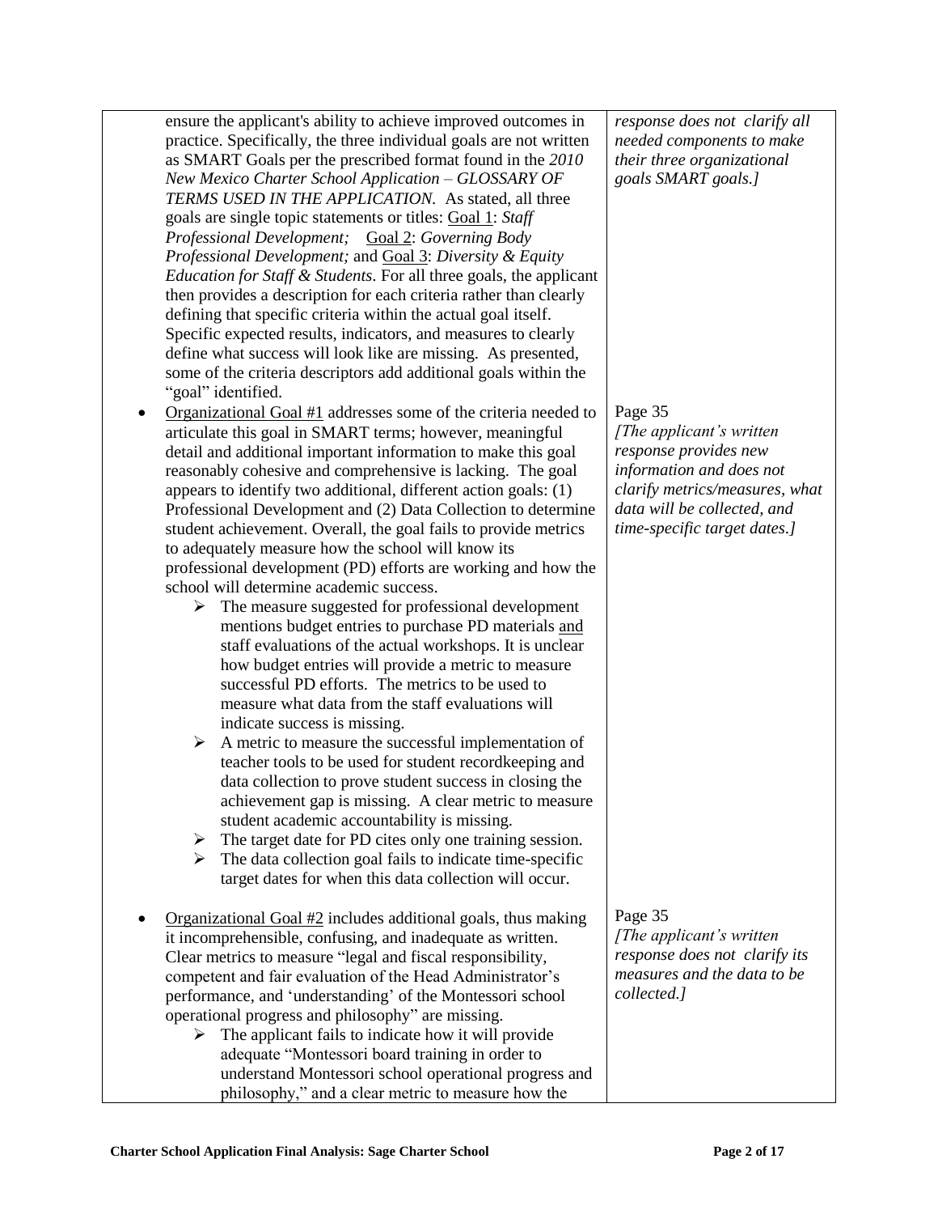| | |
|---|---|
| ensure the applicant's ability to achieve improved outcomes in practice. Specifically, the three individual goals are not written as SMART Goals per the prescribed format found in the *2010 New Mexico Charter School Application – GLOSSARY OF TERMS USED IN THE APPLICATION.* As stated, all three goals are single topic statements or titles: <u>Goal 1</u>: *Staff Professional Development;* <u>Goal 2</u>: *Governing Body Professional Development;* and <u>Goal 3</u>: *Diversity & Equity Education for Staff & Students*. For all three goals, the applicant then provides a description for each criteria rather than clearly defining that specific criteria within the actual goal itself. Specific expected results, indicators, and measures to clearly define what success will look like are missing. As presented, some of the criteria descriptors add additional goals within the "goal" identified. | *response does not clarify all needed components to make their three organizational goals SMART goals.]* |
| • <u>Organizational Goal #1</u> addresses some of the criteria needed to articulate this goal in SMART terms; however, meaningful detail and additional important information to make this goal reasonably cohesive and comprehensive is lacking. The goal appears to identify two additional, different action goals: (1) Professional Development and (2) Data Collection to determine student achievement. Overall, the goal fails to provide metrics to adequately measure how the school will know its professional development (PD) efforts are working and how the school will determine academic success.<br>➢ The measure suggested for professional development mentions budget entries to purchase PD materials <u>and</u> staff evaluations of the actual workshops. It is unclear how budget entries will provide a metric to measure successful PD efforts. The metrics to be used to measure what data from the staff evaluations will indicate success is missing.<br>➢ A metric to measure the successful implementation of teacher tools to be used for student recordkeeping and data collection to prove student success in closing the achievement gap is missing. A clear metric to measure student academic accountability is missing.<br>➢ The target date for PD cites only one training session.<br>➢ The data collection goal fails to indicate time-specific target dates for when this data collection will occur. | Page 35<br>*[The applicant's written response provides new information and does not clarify metrics/measures, what data will be collected, and time-specific target dates.]* |
| • <u>Organizational Goal #2</u> includes additional goals, thus making it incomprehensible, confusing, and inadequate as written. Clear metrics to measure "legal and fiscal responsibility, competent and fair evaluation of the Head Administrator's performance, and 'understanding' of the Montessori school operational progress and philosophy" are missing.<br>➢ The applicant fails to indicate how it will provide adequate "Montessori board training in order to understand Montessori school operational progress and philosophy," and a clear metric to measure how the | Page 35<br>*[The applicant's written response does not clarify its measures and the data to be collected.]* |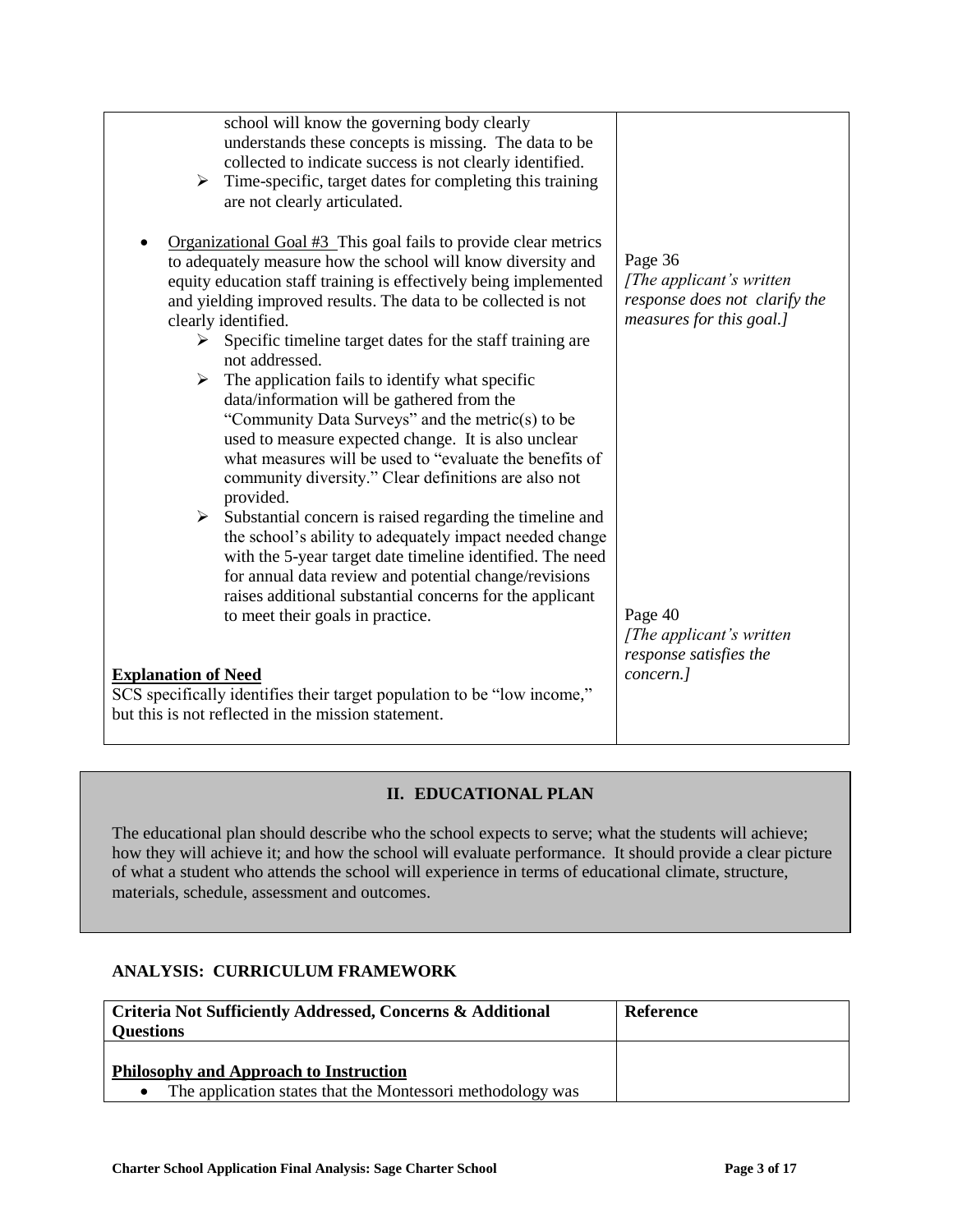| | |
|---|---|
| school will know the governing body clearly understands these concepts is missing. The data to be collected to indicate success is not clearly identified.<br>➢ Time-specific, target dates for completing this training are not clearly articulated.<br><br>• Organizational Goal #3 This goal fails to provide clear metrics to adequately measure how the school will know diversity and equity education staff training is effectively being implemented and yielding improved results. The data to be collected is not clearly identified.<br>➢ Specific timeline target dates for the staff training are not addressed.<br>➢ The application fails to identify what specific data/information will be gathered from the "Community Data Surveys" and the metric(s) to be used to measure expected change. It is also unclear what measures will be used to "evaluate the benefits of community diversity." Clear definitions are also not provided.<br>➢ Substantial concern is raised regarding the timeline and the school's ability to adequately impact needed change with the 5-year target date timeline identified. The need for annual data review and potential change/revisions raises additional substantial concerns for the applicant to meet their goals in practice. | Page 36<br>*[The applicant's written response does not clarify the measures for this goal.]* |
| **Explanation of Need**<br>SCS specifically identifies their target population to be "low income," but this is not reflected in the mission statement. | Page 40<br>*[The applicant's written response satisfies the concern.]* |

## II. EDUCATIONAL PLAN

The educational plan should describe who the school expects to serve; what the students will achieve; how they will achieve it; and how the school will evaluate performance. It should provide a clear picture of what a student who attends the school will experience in terms of educational climate, structure, materials, schedule, assessment and outcomes.

### ANALYSIS: CURRICULUM FRAMEWORK

| Criteria Not Sufficiently Addressed, Concerns & Additional Questions | Reference |
|---|---|
| **Philosophy and Approach to Instruction**<br>• The application states that the Montessori methodology was | |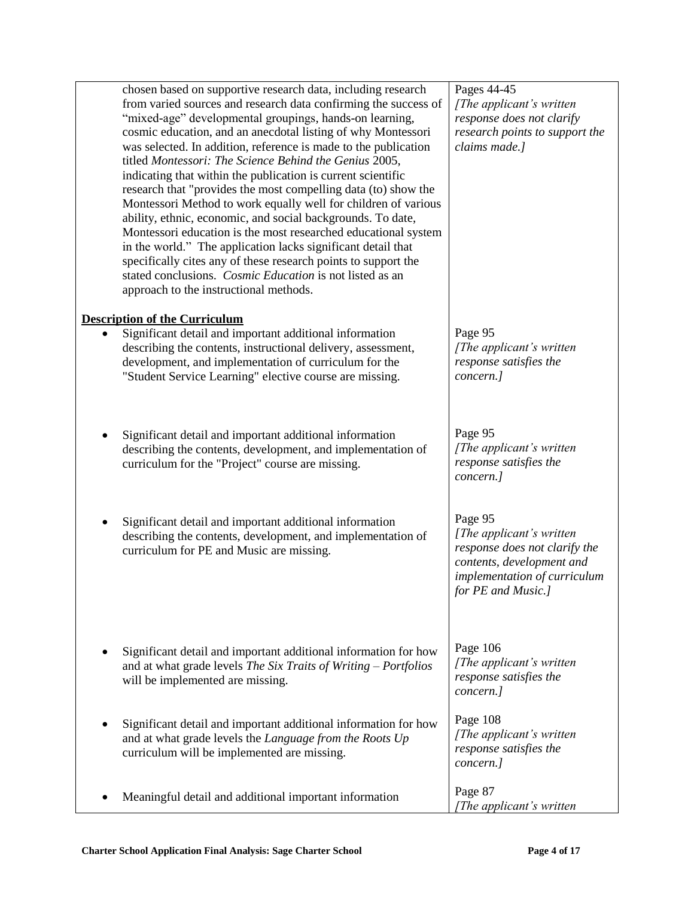| | |
|---|---|
| chosen based on supportive research data, including research from varied sources and research data confirming the success of "mixed-age" developmental groupings, hands-on learning, cosmic education, and an anecdotal listing of why Montessori was selected. In addition, reference is made to the publication titled *Montessori: The Science Behind the Genius* 2005, indicating that within the publication is current scientific research that "provides the most compelling data (to) show the Montessori Method to work equally well for children of various ability, ethnic, economic, and social backgrounds. To date, Montessori education is the most researched educational system in the world." The application lacks significant detail that specifically cites any of these research points to support the stated conclusions. *Cosmic Education* is not listed as an approach to the instructional methods. | Pages 44-45 *[The applicant's written response does not clarify research points to support the claims made.]* |
| **<u>Description of the Curriculum</u>** | |
| • Significant detail and important additional information describing the contents, instructional delivery, assessment, development, and implementation of curriculum for the "Student Service Learning" elective course are missing. | Page 95 *[The applicant's written response satisfies the concern.]* |
| • Significant detail and important additional information describing the contents, development, and implementation of curriculum for the "Project" course are missing. | Page 95 *[The applicant's written response satisfies the concern.]* |
| • Significant detail and important additional information describing the contents, development, and implementation of curriculum for PE and Music are missing. | Page 95 *[The applicant's written response does not clarify the contents, development and implementation of curriculum for PE and Music.]* |
| • Significant detail and important additional information for how and at what grade levels *The Six Traits of Writing – Portfolios* will be implemented are missing. | Page 106 *[The applicant's written response satisfies the concern.]* |
| • Significant detail and important additional information for how and at what grade levels the *Language from the Roots Up* curriculum will be implemented are missing. | Page 108 *[The applicant's written response satisfies the concern.]* |
| • Meaningful detail and additional important information | Page 87 *[The applicant's written* |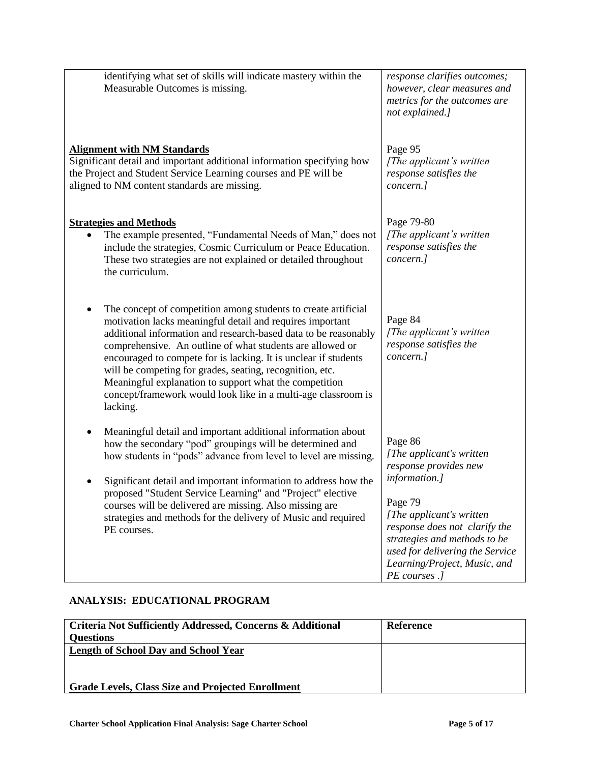| | |
|---|---|
| identifying what set of skills will indicate mastery within the Measurable Outcomes is missing. | *response clarifies outcomes; however, clear measures and metrics for the outcomes are not explained.]* |
| **Alignment with NM Standards**<br>Significant detail and important additional information specifying how the Project and Student Service Learning courses and PE will be aligned to NM content standards are missing. | Page 95<br>*[The applicant's written response satisfies the concern.]* |
| **Strategies and Methods**<br>• The example presented, "Fundamental Needs of Man," does not include the strategies, Cosmic Curriculum or Peace Education. These two strategies are not explained or detailed throughout the curriculum. | Page 79-80<br>*[The applicant's written response satisfies the concern.]* |
| • The concept of competition among students to create artificial motivation lacks meaningful detail and requires important additional information and research-based data to be reasonably comprehensive. An outline of what students are allowed or encouraged to compete for is lacking. It is unclear if students will be competing for grades, seating, recognition, etc. Meaningful explanation to support what the competition concept/framework would look like in a multi-age classroom is lacking. | Page 84<br>*[The applicant's written response satisfies the concern.]* |
| • Meaningful detail and important additional information about how the secondary "pod" groupings will be determined and how students in "pods" advance from level to level are missing.<br>• Significant detail and important information to address how the proposed "Student Service Learning" and "Project" elective courses will be delivered are missing. Also missing are strategies and methods for the delivery of Music and required PE courses. | Page 86<br>*[The applicant's written response provides new information.]*<br><br>Page 79<br>*[The applicant's written response does not clarify the strategies and methods to be used for delivering the Service Learning/Project, Music, and PE courses .]* |

**ANALYSIS: EDUCATIONAL PROGRAM**

| Criteria Not Sufficiently Addressed, Concerns & Additional Questions | Reference |
|---|---|
| **Length of School Day and School Year** | |
| **Grade Levels, Class Size and Projected Enrollment** | |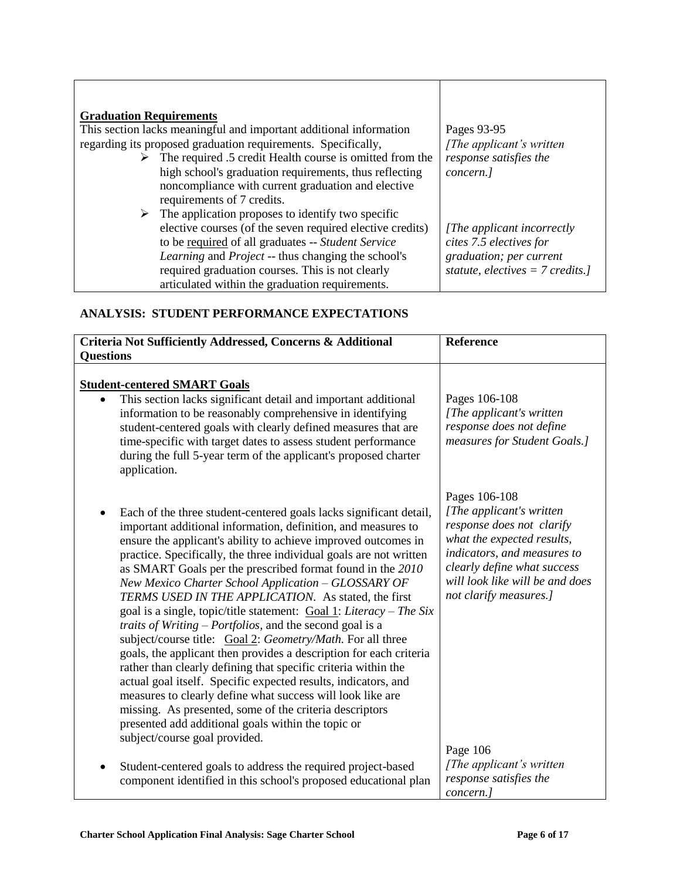| | |
|---|---|
| **Graduation Requirements**<br>This section lacks meaningful and important additional information regarding its proposed graduation requirements. Specifically,<br>➢ The required .5 credit Health course is omitted from the high school's graduation requirements, thus reflecting noncompliance with current graduation and elective requirements of 7 credits.<br>➢ The application proposes to identify two specific elective courses (of the seven required elective credits) to be <u>required</u> of all graduates -- *Student Service Learning* and *Project* -- thus changing the school's required graduation courses. This is not clearly articulated within the graduation requirements. | Pages 93-95<br>*[The applicant's written response satisfies the concern.]*<br><br>*[The applicant incorrectly cites 7.5 electives for graduation; per current statute, electives = 7 credits.]* |

## ANALYSIS: STUDENT PERFORMANCE EXPECTATIONS

| Criteria Not Sufficiently Addressed, Concerns & Additional Questions | Reference |
|---|---|
| **<u>Student-centered SMART Goals</u>**<br>• This section lacks significant detail and important additional information to be reasonably comprehensive in identifying student-centered goals with clearly defined measures that are time-specific with target dates to assess student performance during the full 5-year term of the applicant's proposed charter application. | Pages 106-108<br>*[The applicant's written response does not define measures for Student Goals.]* |
| • Each of the three student-centered goals lacks significant detail, important additional information, definition, and measures to ensure the applicant's ability to achieve improved outcomes in practice. Specifically, the three individual goals are not written as SMART Goals per the prescribed format found in the *2010 New Mexico Charter School Application – GLOSSARY OF TERMS USED IN THE APPLICATION*. As stated, the first goal is a single, topic/title statement: <u>Goal 1</u>: *Literacy – The Six traits of Writing – Portfolios*, and the second goal is a subject/course title: <u>Goal 2</u>: *Geometry/Math.* For all three goals, the applicant then provides a description for each criteria rather than clearly defining that specific criteria within the actual goal itself. Specific expected results, indicators, and measures to clearly define what success will look like are missing. As presented, some of the criteria descriptors presented add additional goals within the topic or subject/course goal provided. | Pages 106-108<br>*[The applicant's written response does not clarify what the expected results, indicators, and measures to clearly define what success will look like will be and does not clarify measures.]* |
| • Student-centered goals to address the required project-based component identified in this school's proposed educational plan | Page 106<br>*[The applicant's written response satisfies the concern.]* |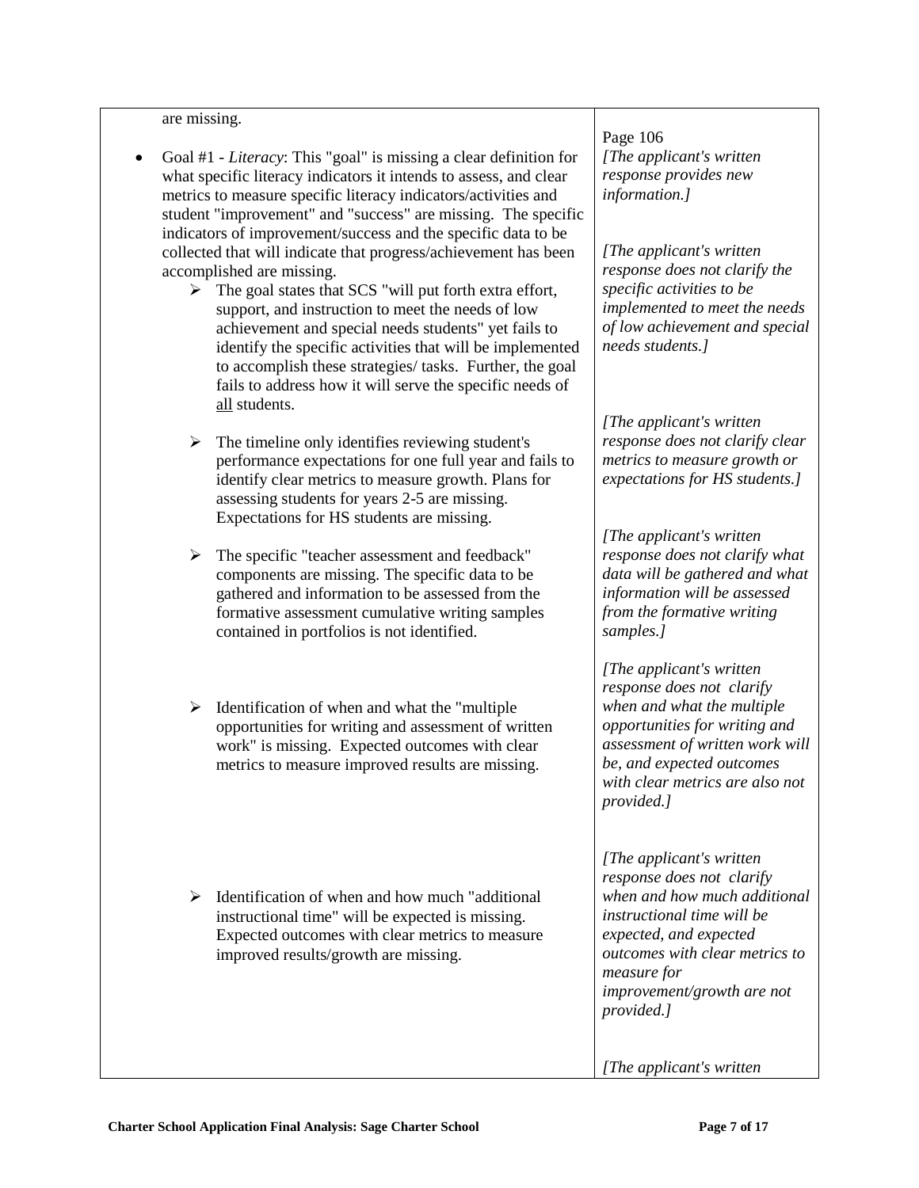| | |
|---|---|
| are missing.<br><br>• Goal #1 - *Literacy*: This "goal" is missing a clear definition for what specific literacy indicators it intends to assess, and clear metrics to measure specific literacy indicators/activities and student "improvement" and "success" are missing. The specific indicators of improvement/success and the specific data to be collected that will indicate that progress/achievement has been accomplished are missing.<br>➢ The goal states that SCS "will put forth extra effort, support, and instruction to meet the needs of low achievement and special needs students" yet fails to identify the specific activities that will be implemented to accomplish these strategies/ tasks. Further, the goal fails to address how it will serve the specific needs of <u>all</u> students.<br><br>➢ The timeline only identifies reviewing student's performance expectations for one full year and fails to identify clear metrics to measure growth. Plans for assessing students for years 2-5 are missing. Expectations for HS students are missing.<br><br>➢ The specific "teacher assessment and feedback" components are missing. The specific data to be gathered and information to be assessed from the formative assessment cumulative writing samples contained in portfolios is not identified.<br><br>➢ Identification of when and what the "multiple opportunities for writing and assessment of written work" is missing. Expected outcomes with clear metrics to measure improved results are missing.<br><br>➢ Identification of when and how much "additional instructional time" will be expected is missing. Expected outcomes with clear metrics to measure improved results/growth are missing. | Page 106<br>*[The applicant's written response provides new information.]*<br><br>*[The applicant's written response does not clarify the specific activities to be implemented to meet the needs of low achievement and special needs students.]*<br><br>*[The applicant's written response does not clarify clear metrics to measure growth or expectations for HS students.]*<br><br>*[The applicant's written response does not clarify what data will be gathered and what information will be assessed from the formative writing samples.]*<br><br>*[The applicant's written response does not clarify when and what the multiple opportunities for writing and assessment of written work will be, and expected outcomes with clear metrics are also not provided.]*<br><br>*[The applicant's written response does not clarify when and how much additional instructional time will be expected, and expected outcomes with clear metrics to measure for improvement/growth are not provided.]*<br><br>*[The applicant's written* |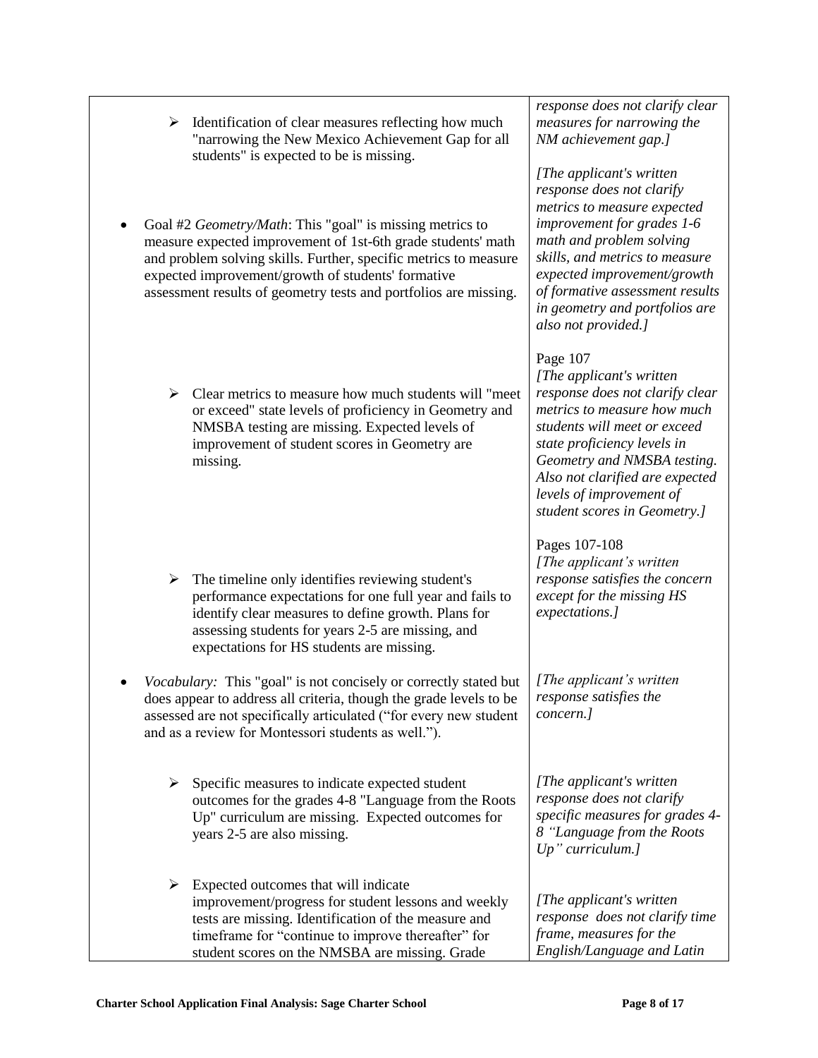| | |
|---|---|
| ➢ Identification of clear measures reflecting how much "narrowing the New Mexico Achievement Gap for all students" is expected to be is missing. | *response does not clarify clear measures for narrowing the NM achievement gap.]* |
| • Goal #2 *Geometry/Math*: This "goal" is missing metrics to measure expected improvement of 1st-6th grade students' math and problem solving skills. Further, specific metrics to measure expected improvement/growth of students' formative assessment results of geometry tests and portfolios are missing. | *[The applicant's written response does not clarify metrics to measure expected improvement for grades 1-6 math and problem solving skills, and metrics to measure expected improvement/growth of formative assessment results in geometry and portfolios are also not provided.]* |
| ➢ Clear metrics to measure how much students will "meet or exceed" state levels of proficiency in Geometry and NMSBA testing are missing. Expected levels of improvement of student scores in Geometry are missing. | Page 107 *[The applicant's written response does not clarify clear metrics to measure how much students will meet or exceed state proficiency levels in Geometry and NMSBA testing. Also not clarified are expected levels of improvement of student scores in Geometry.]* |
| ➢ The timeline only identifies reviewing student's performance expectations for one full year and fails to identify clear measures to define growth. Plans for assessing students for years 2-5 are missing, and expectations for HS students are missing. | Pages 107-108 *[The applicant's written response satisfies the concern except for the missing HS expectations.]* |
| • *Vocabulary:* This "goal" is not concisely or correctly stated but does appear to address all criteria, though the grade levels to be assessed are not specifically articulated ("for every new student and as a review for Montessori students as well."). | *[The applicant's written response satisfies the concern.]* |
| ➢ Specific measures to indicate expected student outcomes for the grades 4-8 "Language from the Roots Up" curriculum are missing. Expected outcomes for years 2-5 are also missing. | *[The applicant's written response does not clarify specific measures for grades 4-8 "Language from the Roots Up" curriculum.]* |
| ➢ Expected outcomes that will indicate improvement/progress for student lessons and weekly tests are missing. Identification of the measure and timeframe for "continue to improve thereafter" for student scores on the NMSBA are missing. Grade | *[The applicant's written response does not clarify time frame, measures for the English/Language and Latin* |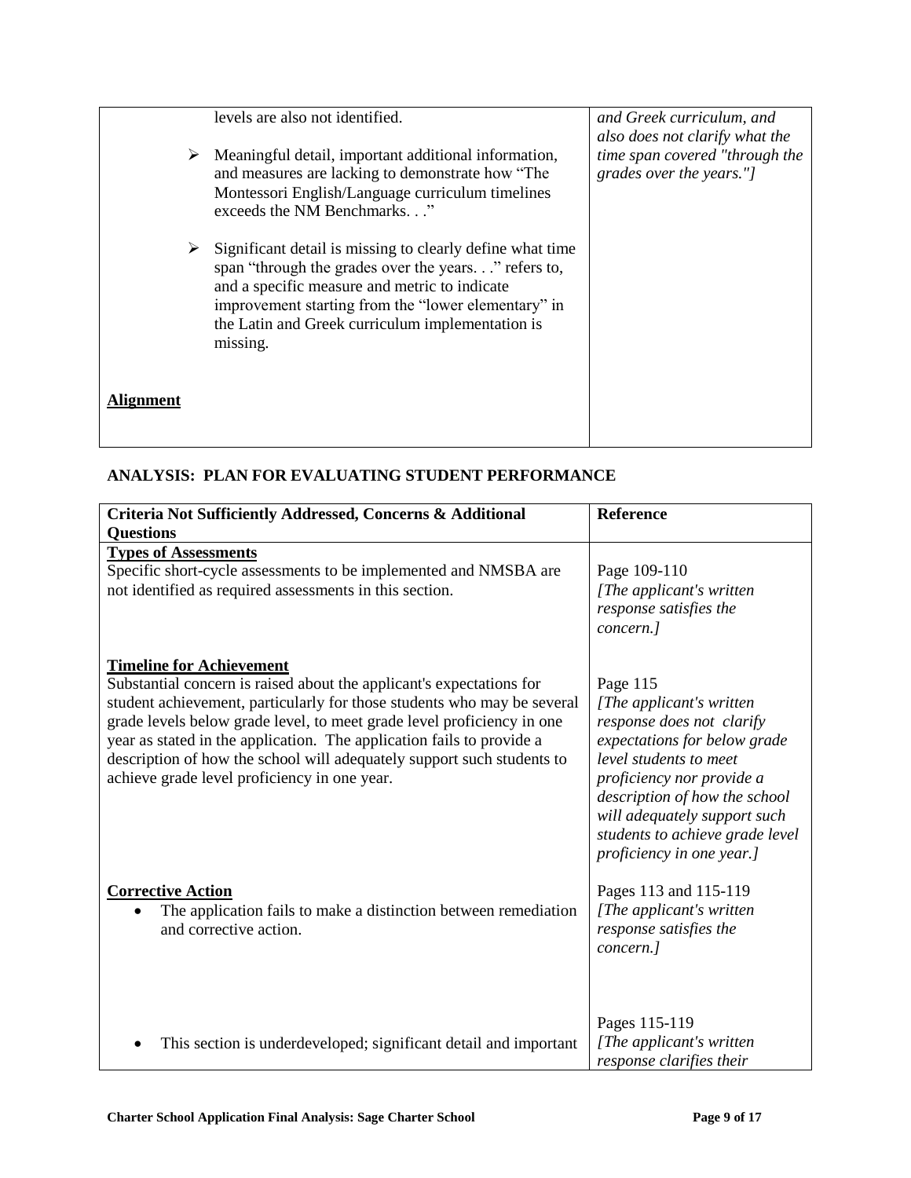| | |
|---|---|
| levels are also not identified.<br><br>➢ Meaningful detail, important additional information, and measures are lacking to demonstrate how "The Montessori English/Language curriculum timelines exceeds the NM Benchmarks. . ."<br><br>➢ Significant detail is missing to clearly define what time span "through the grades over the years. . ." refers to, and a specific measure and metric to indicate improvement starting from the "lower elementary" in the Latin and Greek curriculum implementation is missing.<br><br>**Alignment** | *and Greek curriculum, and also does not clarify what the time span covered "through the grades over the years."]* |

## ANALYSIS: PLAN FOR EVALUATING STUDENT PERFORMANCE

| Criteria Not Sufficiently Addressed, Concerns & Additional Questions | Reference |
|---|---|
| **Types of Assessments**<br>Specific short-cycle assessments to be implemented and NMSBA are not identified as required assessments in this section. | Page 109-110<br>*[The applicant's written response satisfies the concern.]* |
| **Timeline for Achievement**<br>Substantial concern is raised about the applicant's expectations for student achievement, particularly for those students who may be several grade levels below grade level, to meet grade level proficiency in one year as stated in the application. The application fails to provide a description of how the school will adequately support such students to achieve grade level proficiency in one year. | Page 115<br>*[The applicant's written response does not clarify expectations for below grade level students to meet proficiency nor provide a description of how the school will adequately support such students to achieve grade level proficiency in one year.]* |
| **Corrective Action**<br>• The application fails to make a distinction between remediation and corrective action. | Pages 113 and 115-119<br>*[The applicant's written response satisfies the concern.]* |
| • This section is underdeveloped; significant detail and important | Pages 115-119<br>*[The applicant's written response clarifies their* |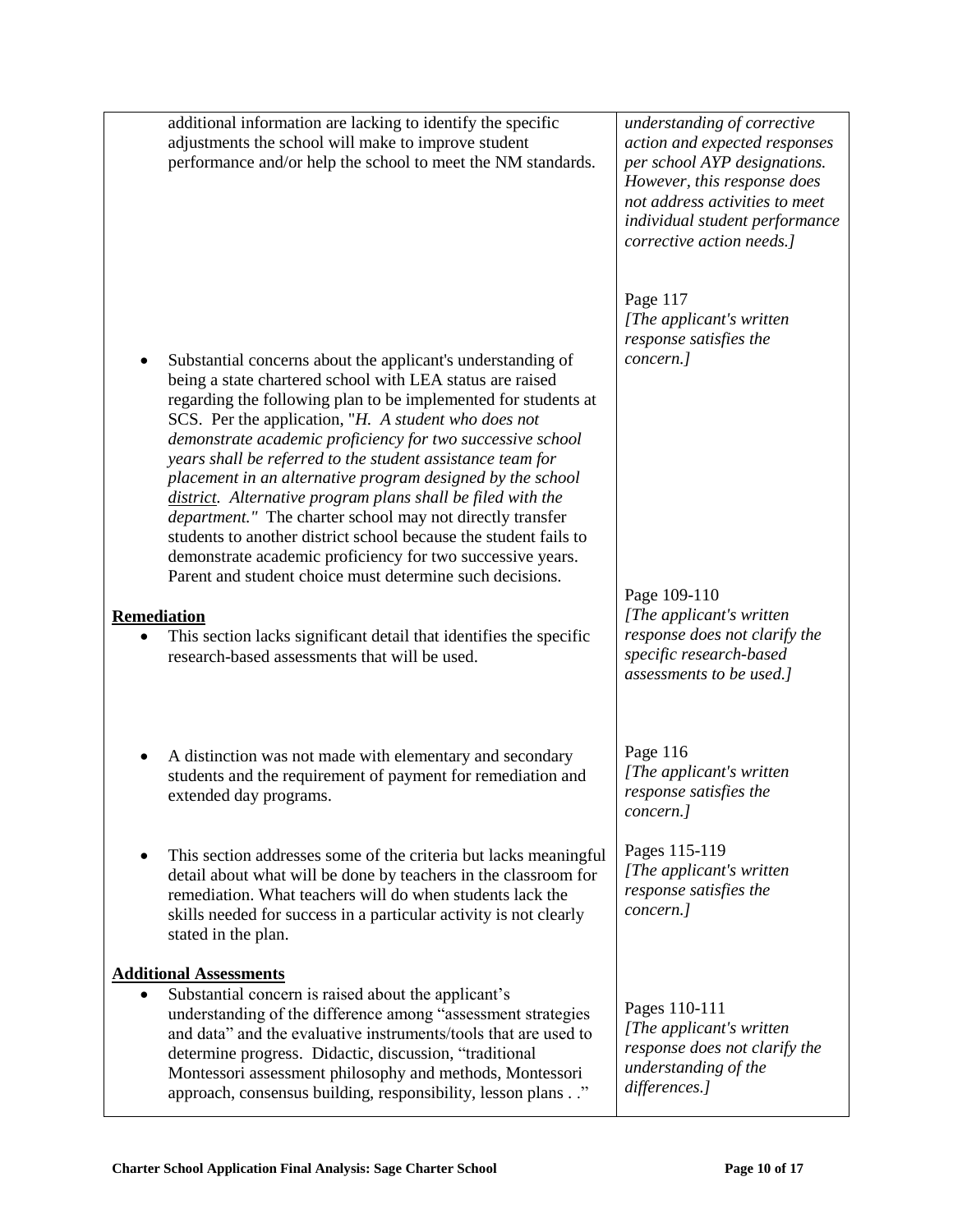| | |
|---|---|
| additional information are lacking to identify the specific adjustments the school will make to improve student performance and/or help the school to meet the NM standards. | *understanding of corrective action and expected responses per school AYP designations. However, this response does not address activities to meet individual student performance corrective action needs.]* |
| • Substantial concerns about the applicant's understanding of being a state chartered school with LEA status are raised regarding the following plan to be implemented for students at SCS. Per the application, "*H. A student who does not demonstrate academic proficiency for two successive school years shall be referred to the student assistance team for placement in an alternative program designed by the school <u>district</u>. Alternative program plans shall be filed with the department.*" The charter school may not directly transfer students to another district school because the student fails to demonstrate academic proficiency for two successive years. Parent and student choice must determine such decisions. | Page 117<br>*[The applicant's written response satisfies the concern.]* |
| **<u>Remediation</u>**<br>• This section lacks significant detail that identifies the specific research-based assessments that will be used. | Page 109-110<br>*[The applicant's written response does not clarify the specific research-based assessments to be used.]* |
| • A distinction was not made with elementary and secondary students and the requirement of payment for remediation and extended day programs. | Page 116<br>*[The applicant's written response satisfies the concern.]* |
| • This section addresses some of the criteria but lacks meaningful detail about what will be done by teachers in the classroom for remediation. What teachers will do when students lack the skills needed for success in a particular activity is not clearly stated in the plan. | Pages 115-119<br>*[The applicant's written response satisfies the concern.]* |
| **<u>Additional Assessments</u>**<br>• Substantial concern is raised about the applicant's understanding of the difference among "assessment strategies and data" and the evaluative instruments/tools that are used to determine progress. Didactic, discussion, "traditional Montessori assessment philosophy and methods, Montessori approach, consensus building, responsibility, lesson plans . ." | Pages 110-111<br>*[The applicant's written response does not clarify the understanding of the differences.]* |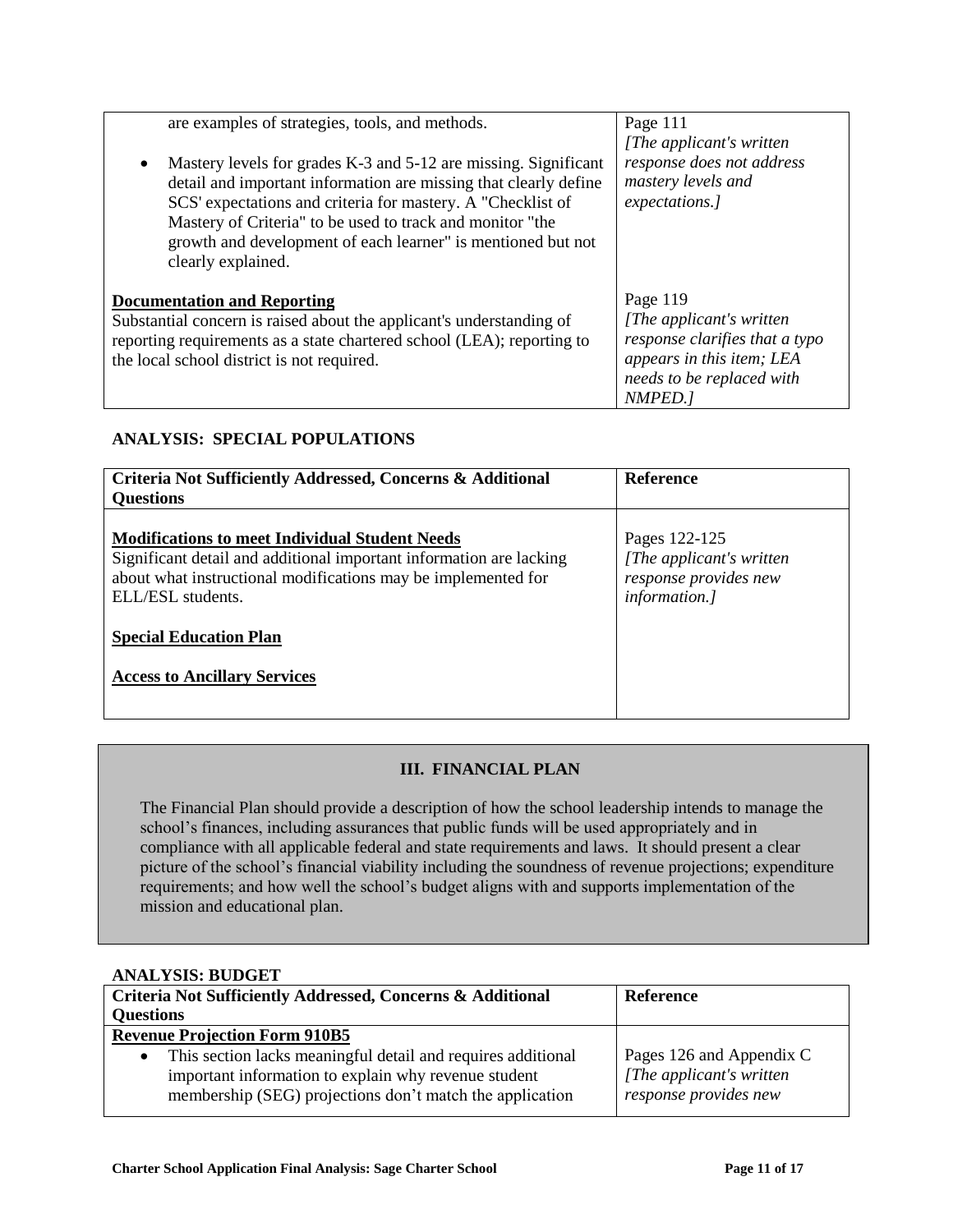| | |
|---|---|
| are examples of strategies, tools, and methods.<br><br>• Mastery levels for grades K-3 and 5-12 are missing. Significant detail and important information are missing that clearly define SCS' expectations and criteria for mastery. A "Checklist of Mastery of Criteria" to be used to track and monitor "the growth and development of each learner" is mentioned but not clearly explained. | Page 111<br>*[The applicant's written response does not address mastery levels and expectations.]* |
| **Documentation and Reporting**<br>Substantial concern is raised about the applicant's understanding of reporting requirements as a state chartered school (LEA); reporting to the local school district is not required. | Page 119<br>*[The applicant's written response clarifies that a typo appears in this item; LEA needs to be replaced with NMPED.]* |

**ANALYSIS: SPECIAL POPULATIONS**

| Criteria Not Sufficiently Addressed, Concerns & Additional Questions | Reference |
|---|---|
| **Modifications to meet Individual Student Needs**<br>Significant detail and additional important information are lacking about what instructional modifications may be implemented for ELL/ESL students.<br><br>**Special Education Plan**<br><br>**Access to Ancillary Services** | Pages 122-125<br>*[The applicant's written response provides new information.]* |

## III. FINANCIAL PLAN

The Financial Plan should provide a description of how the school leadership intends to manage the school's finances, including assurances that public funds will be used appropriately and in compliance with all applicable federal and state requirements and laws. It should present a clear picture of the school's financial viability including the soundness of revenue projections; expenditure requirements; and how well the school's budget aligns with and supports implementation of the mission and educational plan.

**ANALYSIS: BUDGET**

| Criteria Not Sufficiently Addressed, Concerns & Additional Questions | Reference |
|---|---|
| **Revenue Projection Form 910B5** | |
| • This section lacks meaningful detail and requires additional important information to explain why revenue student membership (SEG) projections don't match the application | Pages 126 and Appendix C<br>*[The applicant's written response provides new* |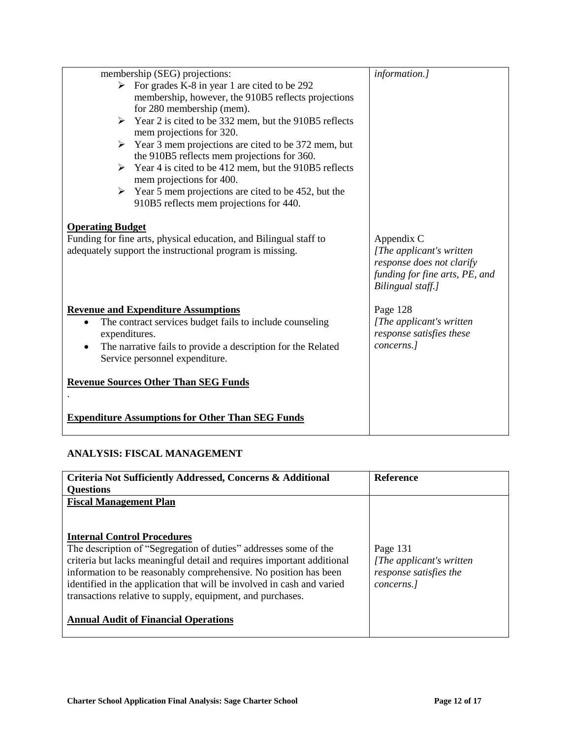| | |
|---|---|
| membership (SEG) projections:<br>➢ For grades K-8 in year 1 are cited to be 292 membership, however, the 910B5 reflects projections for 280 membership (mem).<br>➢ Year 2 is cited to be 332 mem, but the 910B5 reflects mem projections for 320.<br>➢ Year 3 mem projections are cited to be 372 mem, but the 910B5 reflects mem projections for 360.<br>➢ Year 4 is cited to be 412 mem, but the 910B5 reflects mem projections for 400.<br>➢ Year 5 mem projections are cited to be 452, but the 910B5 reflects mem projections for 440. | *information.]* |
| **<u>Operating Budget</u>**<br>Funding for fine arts, physical education, and Bilingual staff to adequately support the instructional program is missing. | Appendix C<br>*[The applicant's written response does not clarify funding for fine arts, PE, and Bilingual staff.]* |
| **<u>Revenue and Expenditure Assumptions</u>**<br>• The contract services budget fails to include counseling expenditures.<br>• The narrative fails to provide a description for the Related Service personnel expenditure. | Page 128<br>*[The applicant's written response satisfies these concerns.]* |
| **<u>Revenue Sources Other Than SEG Funds</u>**<br>. | |
| **<u>Expenditure Assumptions for Other Than SEG Funds</u>** | |

## ANALYSIS: FISCAL MANAGEMENT

| Criteria Not Sufficiently Addressed, Concerns & Additional Questions | Reference |
|---|---|
| **<u>Fiscal Management Plan</u>** | |
| **<u>Internal Control Procedures</u>**<br>The description of "Segregation of duties" addresses some of the criteria but lacks meaningful detail and requires important additional information to be reasonably comprehensive. No position has been identified in the application that will be involved in cash and varied transactions relative to supply, equipment, and purchases. | Page 131<br>*[The applicant's written response satisfies the concerns.]* |
| **<u>Annual Audit of Financial Operations</u>** | |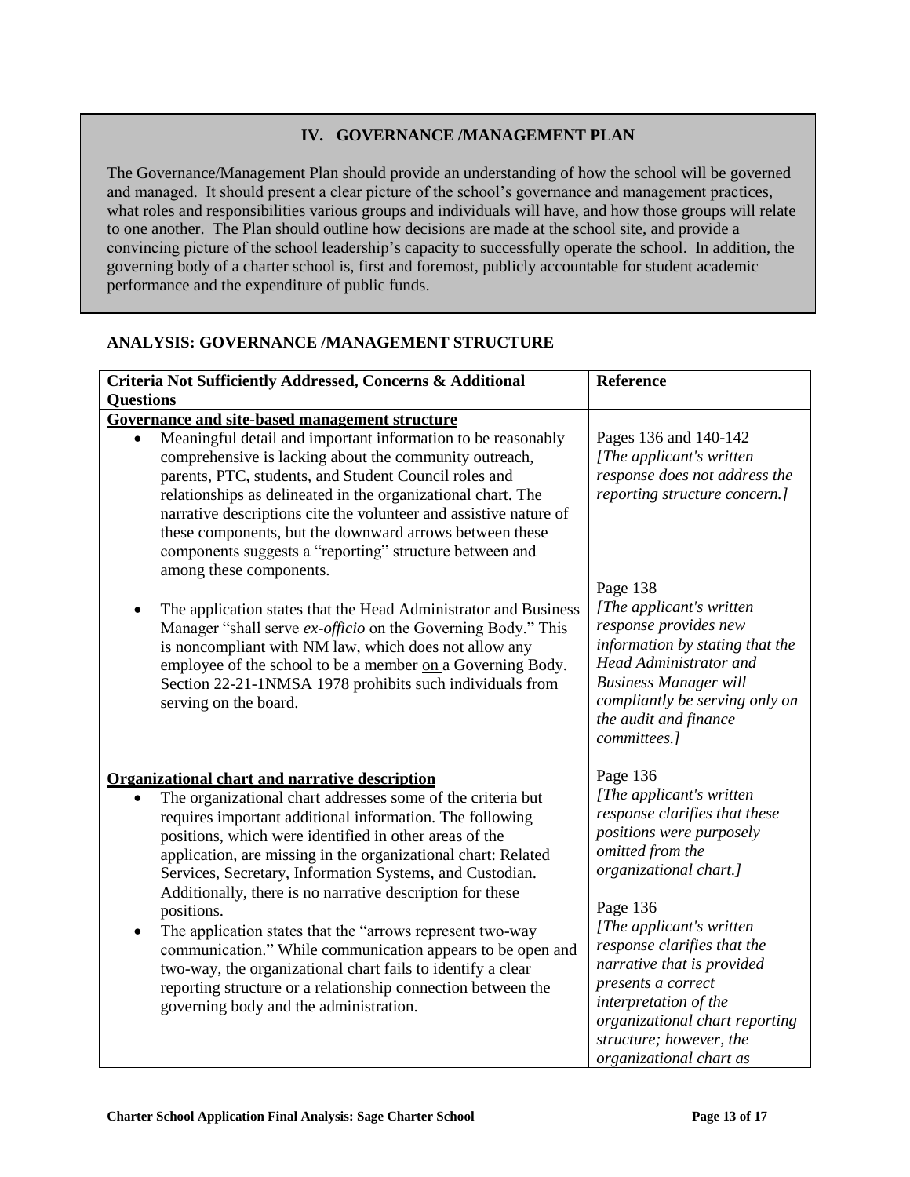## IV. GOVERNANCE /MANAGEMENT PLAN

The Governance/Management Plan should provide an understanding of how the school will be governed and managed. It should present a clear picture of the school's governance and management practices, what roles and responsibilities various groups and individuals will have, and how those groups will relate to one another. The Plan should outline how decisions are made at the school site, and provide a convincing picture of the school leadership's capacity to successfully operate the school. In addition, the governing body of a charter school is, first and foremost, publicly accountable for student academic performance and the expenditure of public funds.

### ANALYSIS: GOVERNANCE /MANAGEMENT STRUCTURE

| Criteria Not Sufficiently Addressed, Concerns & Additional Questions | Reference |
|---|---|
| **Governance and site-based management structure**<br>• Meaningful detail and important information to be reasonably comprehensive is lacking about the community outreach, parents, PTC, students, and Student Council roles and relationships as delineated in the organizational chart. The narrative descriptions cite the volunteer and assistive nature of these components, but the downward arrows between these components suggests a "reporting" structure between and among these components. | Pages 136 and 140-142<br>*[The applicant's written response does not address the reporting structure concern.]* |
| • The application states that the Head Administrator and Business Manager "shall serve *ex-officio* on the Governing Body." This is noncompliant with NM law, which does not allow any employee of the school to be a member on a Governing Body. Section 22-21-1NMSA 1978 prohibits such individuals from serving on the board. | Page 138<br>*[The applicant's written response provides new information by stating that the Head Administrator and Business Manager will compliantly be serving only on the audit and finance committees.]* |
| **Organizational chart and narrative description**<br>• The organizational chart addresses some of the criteria but requires important additional information. The following positions, which were identified in other areas of the application, are missing in the organizational chart: Related Services, Secretary, Information Systems, and Custodian. Additionally, there is no narrative description for these positions. | Page 136<br>*[The applicant's written response clarifies that these positions were purposely omitted from the organizational chart.]* |
| • The application states that the "arrows represent two-way communication." While communication appears to be open and two-way, the organizational chart fails to identify a clear reporting structure or a relationship connection between the governing body and the administration. | Page 136<br>*[The applicant's written response clarifies that the narrative that is provided presents a correct interpretation of the organizational chart reporting structure; however, the organizational chart as* |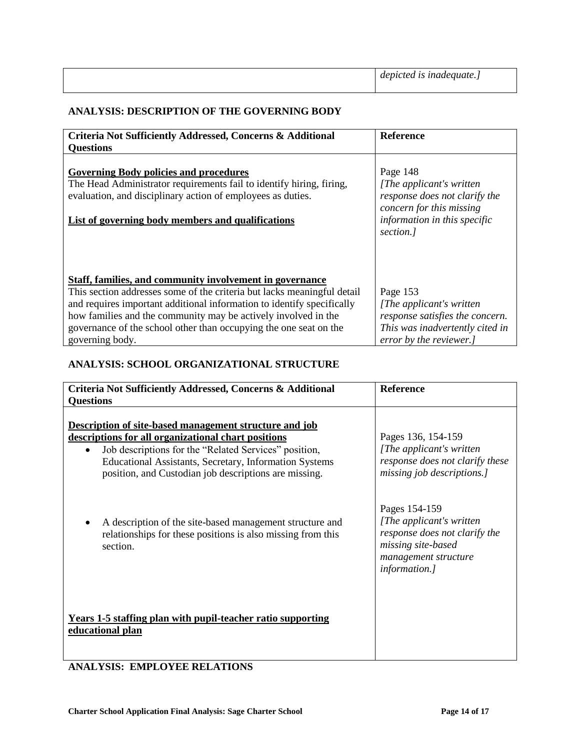| | *depicted is inadequate.]* |
|---|---|

## ANALYSIS: DESCRIPTION OF THE GOVERNING BODY

| Criteria Not Sufficiently Addressed, Concerns & Additional Questions | Reference |
|---|---|
| **Governing Body policies and procedures**<br>The Head Administrator requirements fail to identify hiring, firing, evaluation, and disciplinary action of employees as duties. | Page 148<br>*[The applicant's written response does not clarify the concern for this missing information in this specific section.]* |
| **List of governing body members and qualifications** | |
| **Staff, families, and community involvement in governance**<br>This section addresses some of the criteria but lacks meaningful detail and requires important additional information to identify specifically how families and the community may be actively involved in the governance of the school other than occupying the one seat on the governing body. | Page 153<br>*[The applicant's written response satisfies the concern. This was inadvertently cited in error by the reviewer.]* |

## ANALYSIS: SCHOOL ORGANIZATIONAL STRUCTURE

| Criteria Not Sufficiently Addressed, Concerns & Additional Questions | Reference |
|---|---|
| **Description of site-based management structure and job descriptions for all organizational chart positions**<br>• Job descriptions for the "Related Services" position, Educational Assistants, Secretary, Information Systems position, and Custodian job descriptions are missing. | Pages 136, 154-159<br>*[The applicant's written response does not clarify these missing job descriptions.]* |
| • A description of the site-based management structure and relationships for these positions is also missing from this section. | Pages 154-159<br>*[The applicant's written response does not clarify the missing site-based management structure information.]* |
| **Years 1-5 staffing plan with pupil-teacher ratio supporting educational plan** | |

## ANALYSIS: EMPLOYEE RELATIONS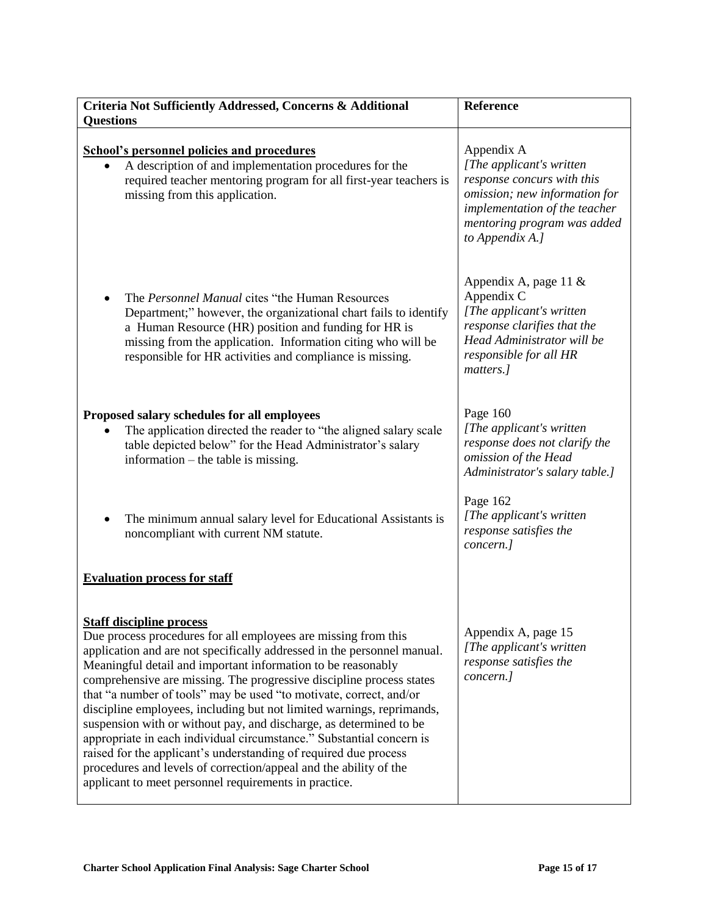| **Criteria Not Sufficiently Addressed, Concerns & Additional Questions** | **Reference** |
|---|---|
| **<u>School's personnel policies and procedures</u>**<br>• A description of and implementation procedures for the required teacher mentoring program for all first-year teachers is missing from this application. | Appendix A<br>*[The applicant's written response concurs with this omission; new information for implementation of the teacher mentoring program was added to Appendix A.]* |
| • The *Personnel Manual* cites "the Human Resources Department;" however, the organizational chart fails to identify a Human Resource (HR) position and funding for HR is missing from the application. Information citing who will be responsible for HR activities and compliance is missing. | Appendix A, page 11 & Appendix C<br>*[The applicant's written response clarifies that the Head Administrator will be responsible for all HR matters.]* |
| **Proposed salary schedules for all employees**<br>• The application directed the reader to "the aligned salary scale table depicted below" for the Head Administrator's salary information – the table is missing. | Page 160<br>*[The applicant's written response does not clarify the omission of the Head Administrator's salary table.]* |
| • The minimum annual salary level for Educational Assistants is noncompliant with current NM statute. | Page 162<br>*[The applicant's written response satisfies the concern.]* |
| **<u>Evaluation process for staff</u>** | |
| **<u>Staff discipline process</u>**<br>Due process procedures for all employees are missing from this application and are not specifically addressed in the personnel manual. Meaningful detail and important information to be reasonably comprehensive are missing. The progressive discipline process states that "a number of tools" may be used "to motivate, correct, and/or discipline employees, including but not limited warnings, reprimands, suspension with or without pay, and discharge, as determined to be appropriate in each individual circumstance." Substantial concern is raised for the applicant's understanding of required due process procedures and levels of correction/appeal and the ability of the applicant to meet personnel requirements in practice. | Appendix A, page 15<br>*[The applicant's written response satisfies the concern.]* |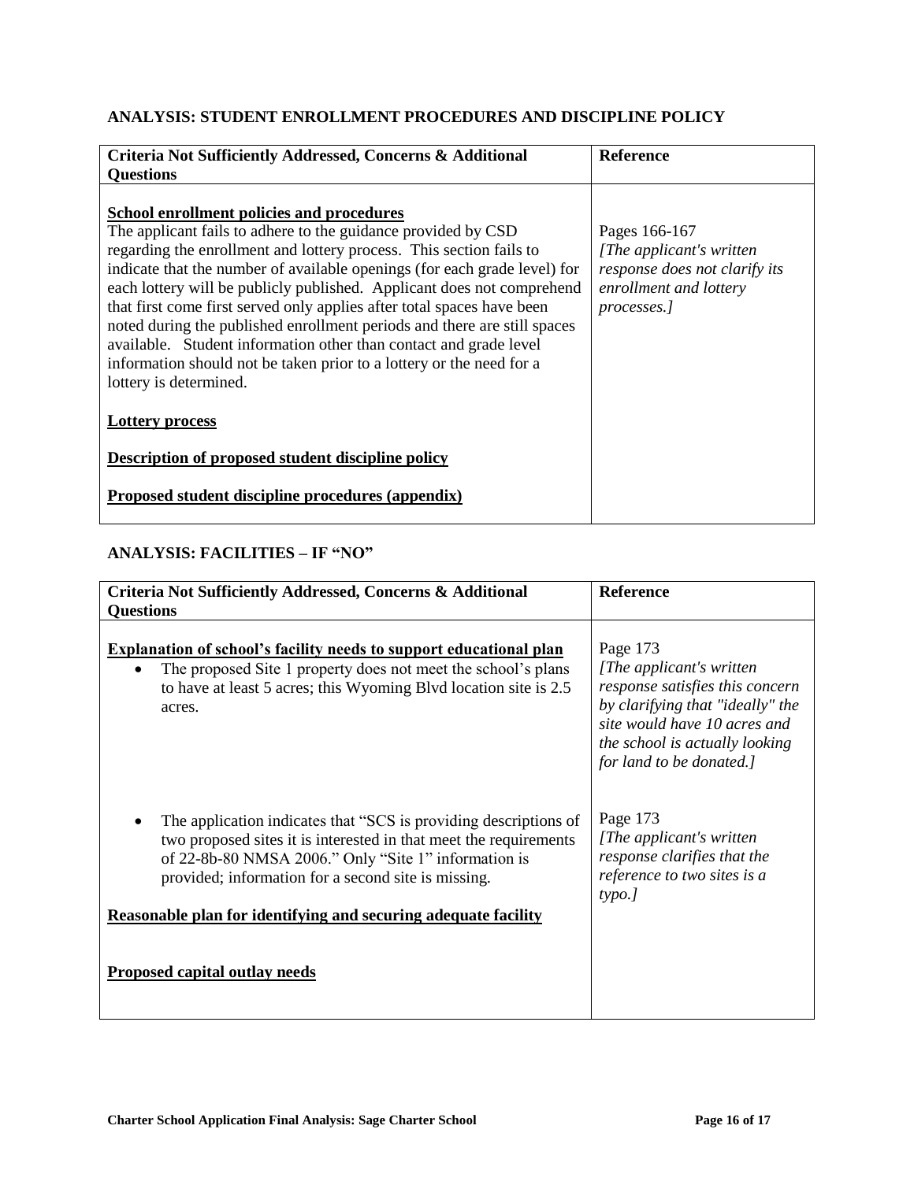## ANALYSIS: STUDENT ENROLLMENT PROCEDURES AND DISCIPLINE POLICY

| Criteria Not Sufficiently Addressed, Concerns & Additional Questions | Reference |
|---|---|
| **School enrollment policies and procedures**<br>The applicant fails to adhere to the guidance provided by CSD regarding the enrollment and lottery process. This section fails to indicate that the number of available openings (for each grade level) for each lottery will be publicly published. Applicant does not comprehend that first come first served only applies after total spaces have been noted during the published enrollment periods and there are still spaces available. Student information other than contact and grade level information should not be taken prior to a lottery or the need for a lottery is determined. | Pages 166-167<br>*[The applicant's written response does not clarify its enrollment and lottery processes.]* |
| **Lottery process** | |
| **Description of proposed student discipline policy** | |
| **Proposed student discipline procedures (appendix)** | |

## ANALYSIS: FACILITIES – IF "NO"

| Criteria Not Sufficiently Addressed, Concerns & Additional Questions | Reference |
|---|---|
| **Explanation of school's facility needs to support educational plan**<br>• The proposed Site 1 property does not meet the school's plans to have at least 5 acres; this Wyoming Blvd location site is 2.5 acres. | Page 173<br>*[The applicant's written response satisfies this concern by clarifying that "ideally" the site would have 10 acres and the school is actually looking for land to be donated.]* |
| • The application indicates that "SCS is providing descriptions of two proposed sites it is interested in that meet the requirements of 22-8b-80 NMSA 2006." Only "Site 1" information is provided; information for a second site is missing. | Page 173<br>*[The applicant's written response clarifies that the reference to two sites is a typo.]* |
| **Reasonable plan for identifying and securing adequate facility** | |
| **Proposed capital outlay needs** | |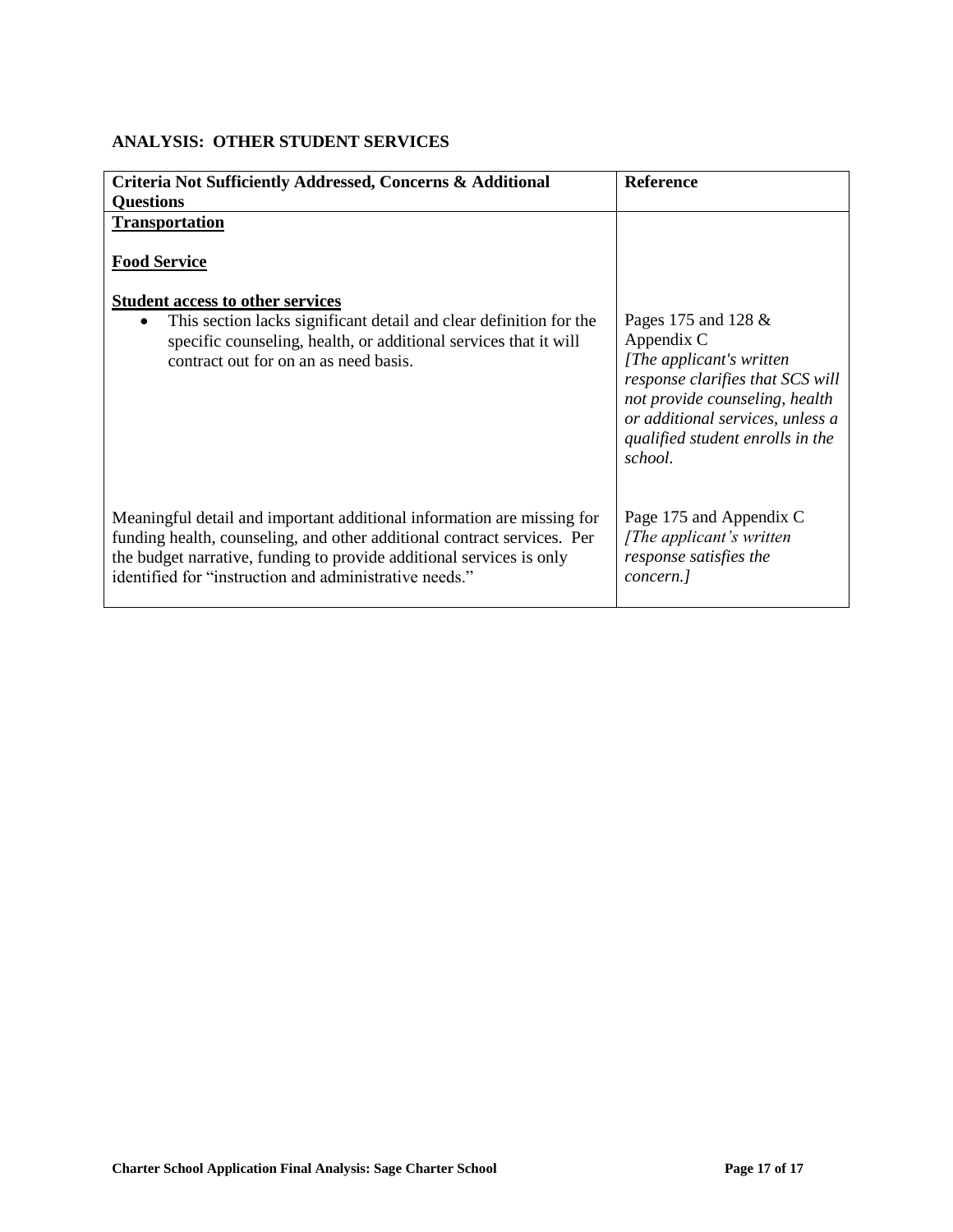**ANALYSIS: OTHER STUDENT SERVICES**

| Criteria Not Sufficiently Addressed, Concerns & Additional Questions | Reference |
|---|---|
| **Transportation**<br><br>**Food Service**<br><br>**Student access to other services**<br>• This section lacks significant detail and clear definition for the specific counseling, health, or additional services that it will contract out for on an as need basis. | Pages 175 and 128 & Appendix C<br>*[The applicant's written response clarifies that SCS will not provide counseling, health or additional services, unless a qualified student enrolls in the school.* |
| Meaningful detail and important additional information are missing for funding health, counseling, and other additional contract services. Per the budget narrative, funding to provide additional services is only identified for "instruction and administrative needs." | Page 175 and Appendix C<br>*[The applicant's written response satisfies the concern.]* |